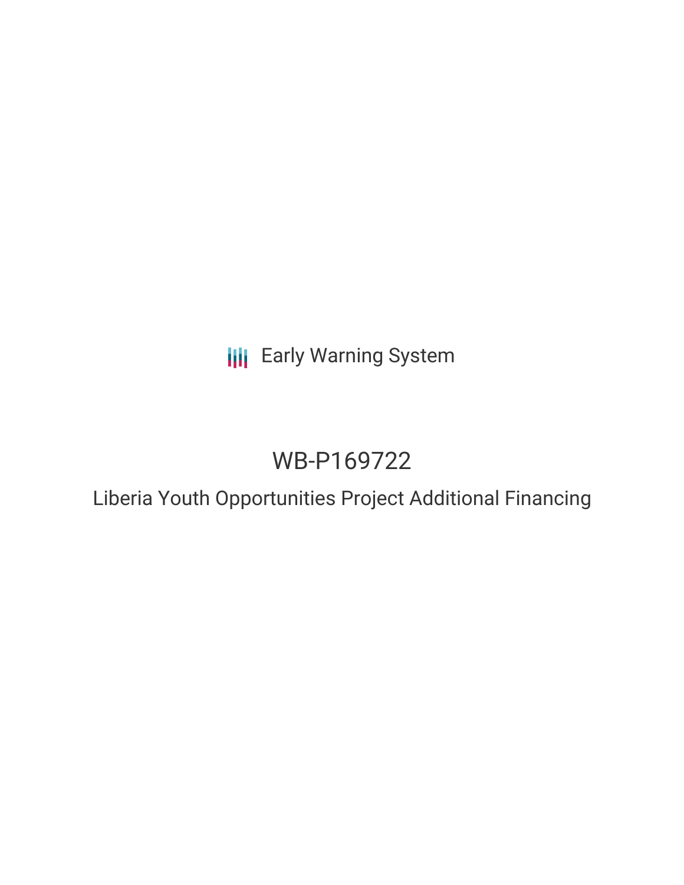Early Warning System

# WB-P169722

## Liberia Youth Opportunities Project Additional Financing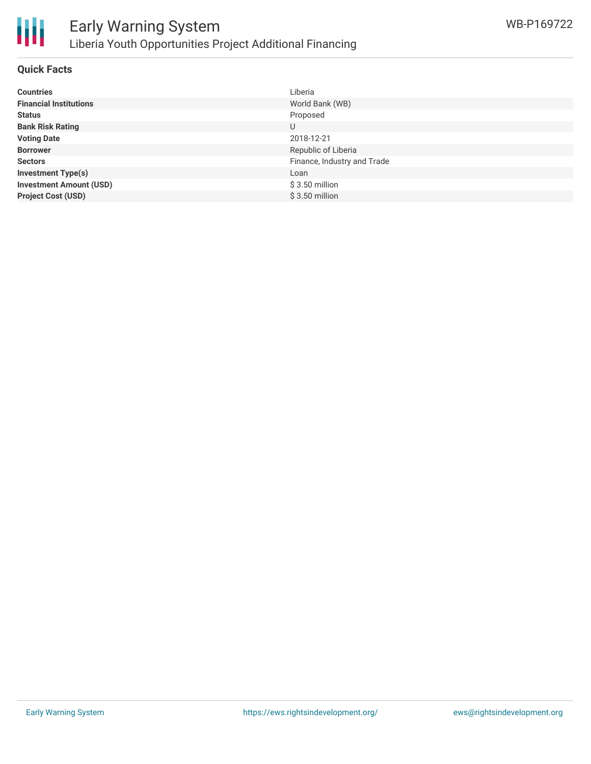## Quick Facts

| | |
|---|---|
| **Countries** | Liberia |
| **Financial Institutions** | World Bank (WB) |
| **Status** | Proposed |
| **Bank Risk Rating** | U |
| **Voting Date** | 2018-12-21 |
| **Borrower** | Republic of Liberia |
| **Sectors** | Finance, Industry and Trade |
| **Investment Type(s)** | Loan |
| **Investment Amount (USD)** | $ 3.50 million |
| **Project Cost (USD)** | $ 3.50 million |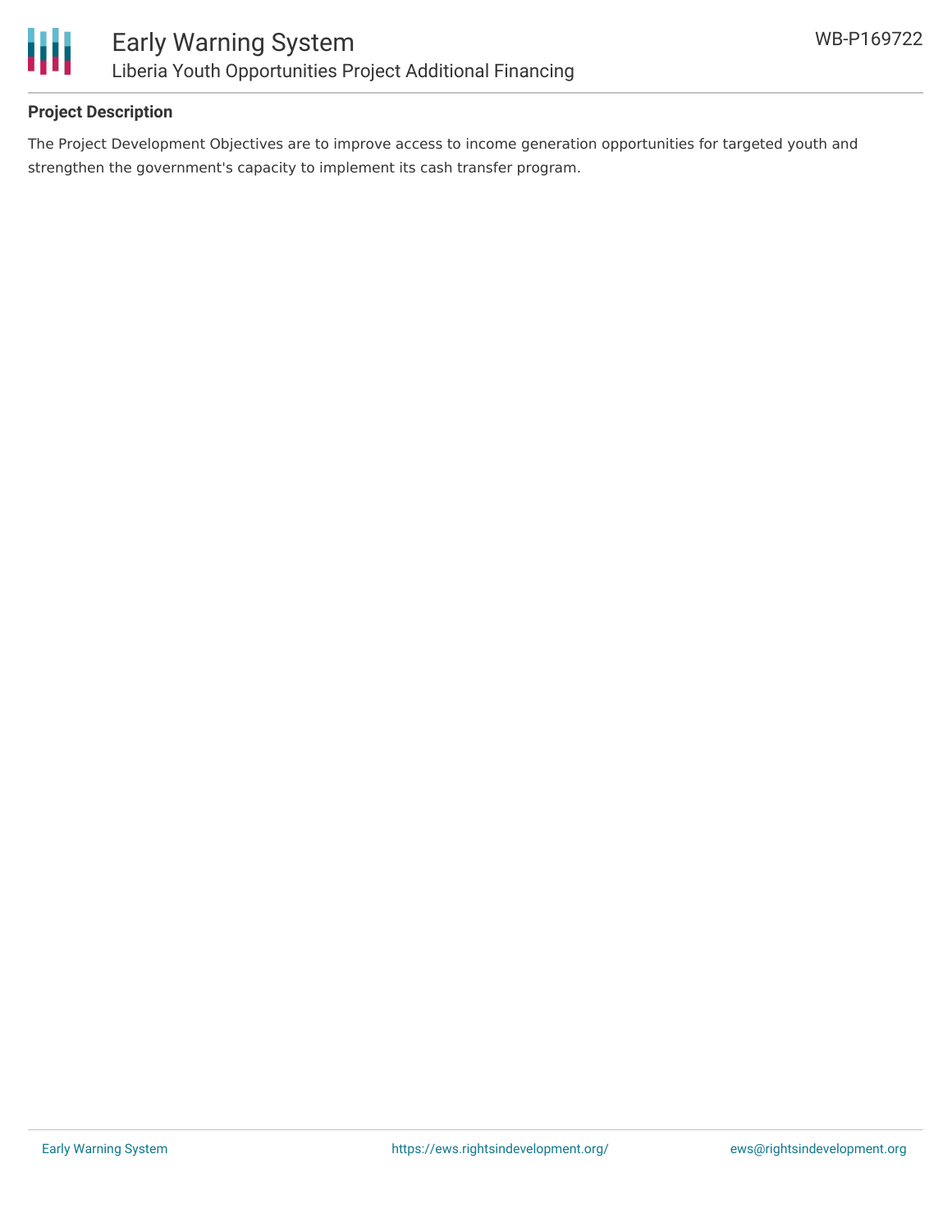## Project Description

The Project Development Objectives are to improve access to income generation opportunities for targeted youth and strengthen the government's capacity to implement its cash transfer program.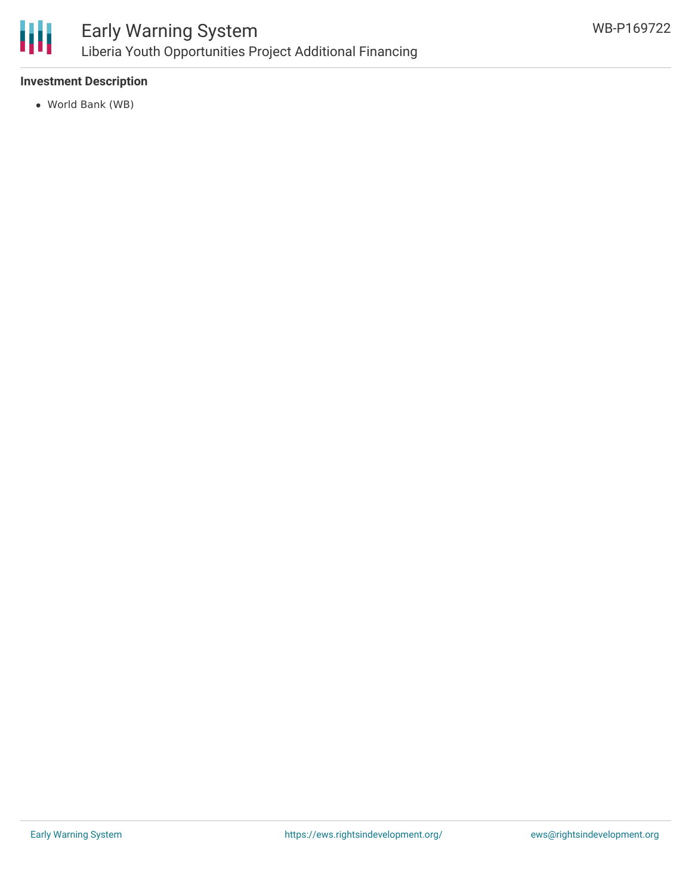### Investment Description

- World Bank (WB)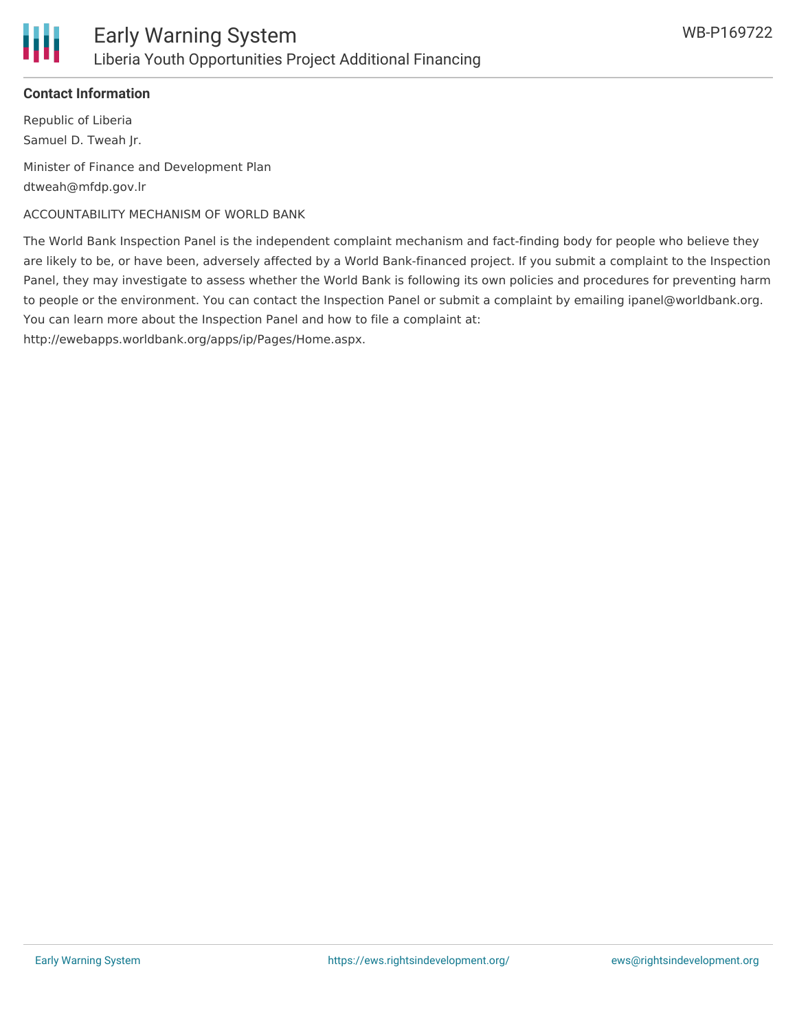**Contact Information**

Republic of Liberia

Samuel D. Tweah Jr.

Minister of Finance and Development Plan

dtweah@mfdp.gov.lr

ACCOUNTABILITY MECHANISM OF WORLD BANK

The World Bank Inspection Panel is the independent complaint mechanism and fact-finding body for people who believe they are likely to be, or have been, adversely affected by a World Bank-financed project. If you submit a complaint to the Inspection Panel, they may investigate to assess whether the World Bank is following its own policies and procedures for preventing harm to people or the environment. You can contact the Inspection Panel or submit a complaint by emailing ipanel@worldbank.org. You can learn more about the Inspection Panel and how to file a complaint at: http://ewebapps.worldbank.org/apps/ip/Pages/Home.aspx.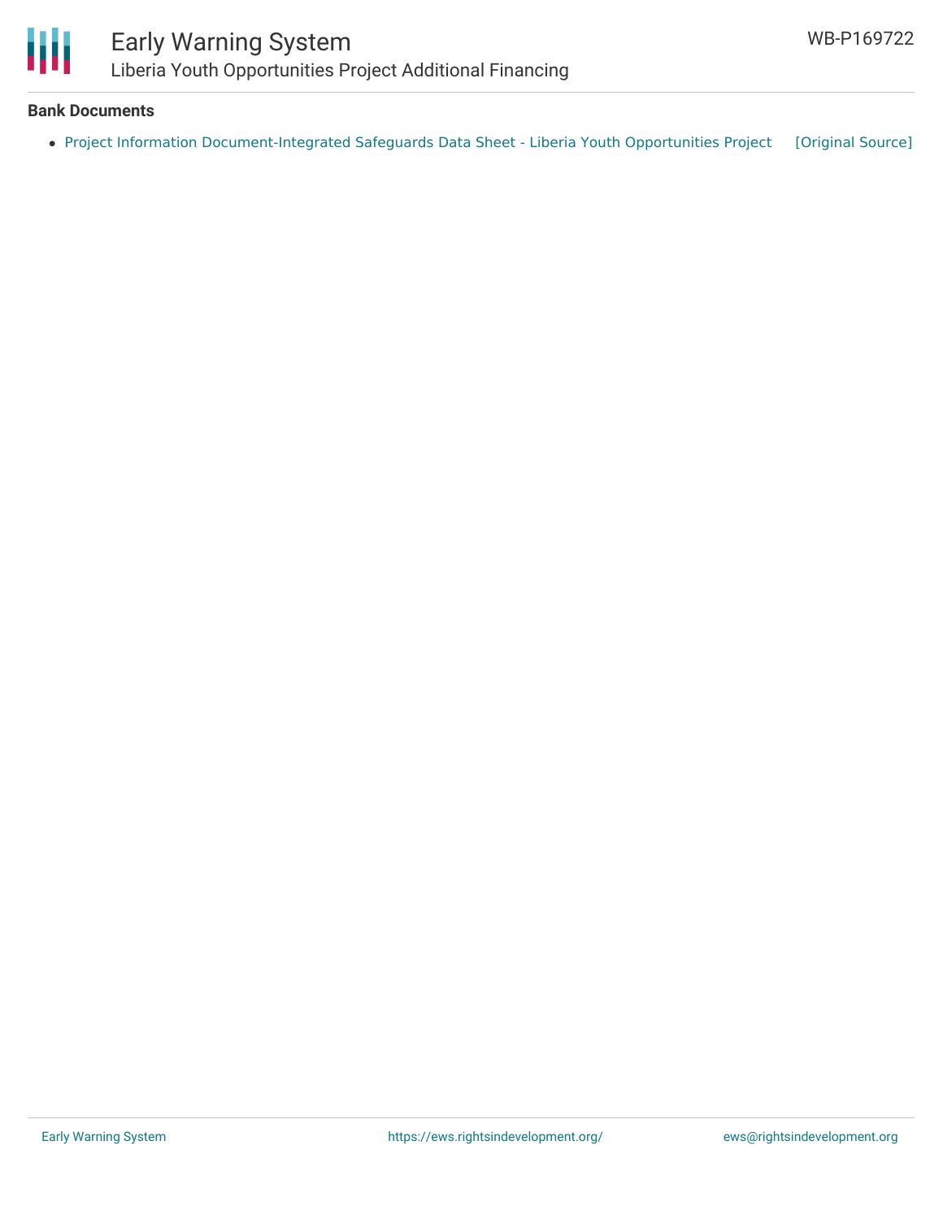## Bank Documents

- Project Information Document-Integrated Safeguards Data Sheet - Liberia Youth Opportunities Project [Original Source]